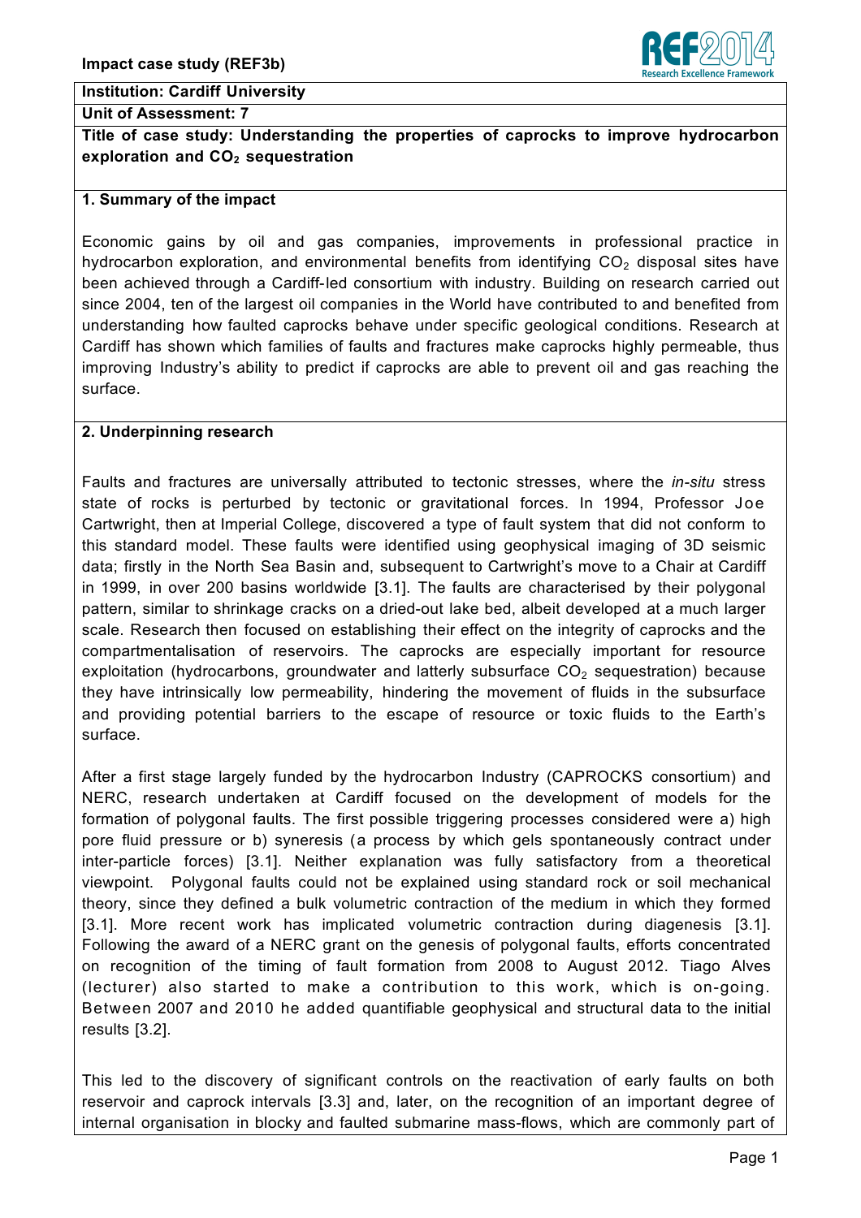**Impact case study (REF3b)**

**Institution: Cardiff University**

**Unit of Assessment: 7**

**Title of case study: Understanding the properties of caprocks to improve hydrocarbon exploration and $CO_2$ sequestration**

## 1. Summary of the impact

Economic gains by oil and gas companies, improvements in professional practice in hydrocarbon exploration, and environmental benefits from identifying $CO_2$ disposal sites have been achieved through a Cardiff-led consortium with industry. Building on research carried out since 2004, ten of the largest oil companies in the World have contributed to and benefited from understanding how faulted caprocks behave under specific geological conditions. Research at Cardiff has shown which families of faults and fractures make caprocks highly permeable, thus improving Industry's ability to predict if caprocks are able to prevent oil and gas reaching the surface.

## 2. Underpinning research

Faults and fractures are universally attributed to tectonic stresses, where the *in-situ* stress state of rocks is perturbed by tectonic or gravitational forces. In 1994, Professor Joe Cartwright, then at Imperial College, discovered a type of fault system that did not conform to this standard model. These faults were identified using geophysical imaging of 3D seismic data; firstly in the North Sea Basin and, subsequent to Cartwright's move to a Chair at Cardiff in 1999, in over 200 basins worldwide [3.1]. The faults are characterised by their polygonal pattern, similar to shrinkage cracks on a dried-out lake bed, albeit developed at a much larger scale. Research then focused on establishing their effect on the integrity of caprocks and the compartmentalisation of reservoirs. The caprocks are especially important for resource exploitation (hydrocarbons, groundwater and latterly subsurface $CO_2$ sequestration) because they have intrinsically low permeability, hindering the movement of fluids in the subsurface and providing potential barriers to the escape of resource or toxic fluids to the Earth's surface.

After a first stage largely funded by the hydrocarbon Industry (CAPROCKS consortium) and NERC, research undertaken at Cardiff focused on the development of models for the formation of polygonal faults. The first possible triggering processes considered were a) high pore fluid pressure or b) syneresis (a process by which gels spontaneously contract under inter-particle forces) [3.1]. Neither explanation was fully satisfactory from a theoretical viewpoint. Polygonal faults could not be explained using standard rock or soil mechanical theory, since they defined a bulk volumetric contraction of the medium in which they formed [3.1]. More recent work has implicated volumetric contraction during diagenesis [3.1]. Following the award of a NERC grant on the genesis of polygonal faults, efforts concentrated on recognition of the timing of fault formation from 2008 to August 2012. Tiago Alves (lecturer) also started to make a contribution to this work, which is on-going. Between 2007 and 2010 he added quantifiable geophysical and structural data to the initial results [3.2].

This led to the discovery of significant controls on the reactivation of early faults on both reservoir and caprock intervals [3.3] and, later, on the recognition of an important degree of internal organisation in blocky and faulted submarine mass-flows, which are commonly part of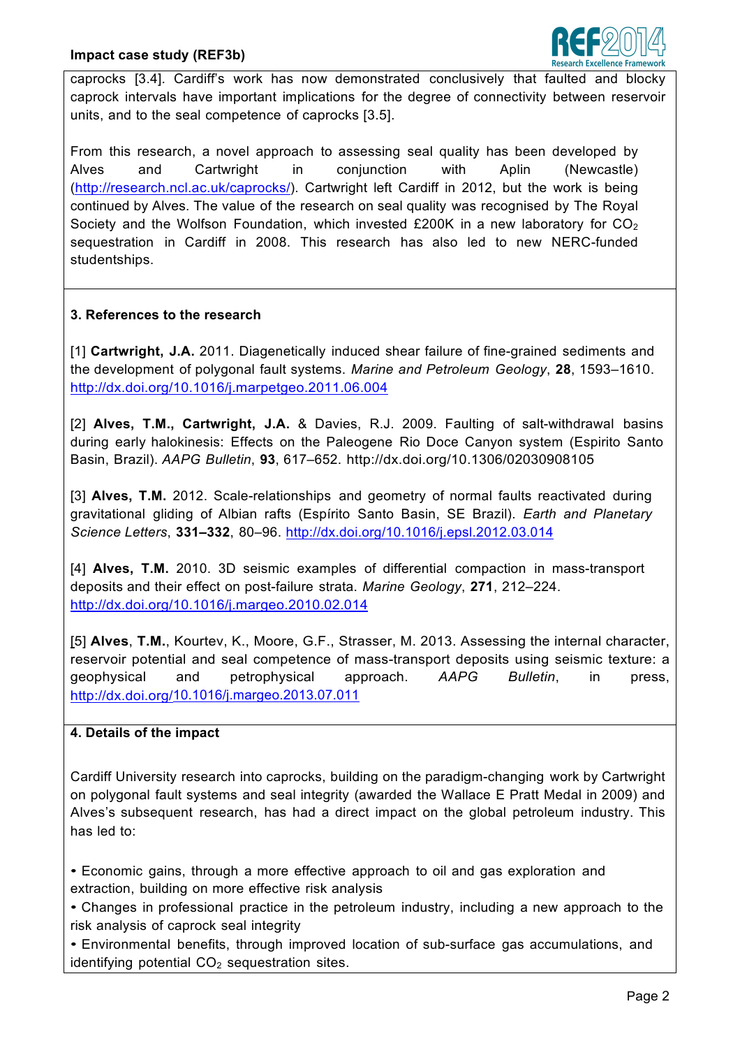caprocks [3.4]. Cardiff's work has now demonstrated conclusively that faulted and blocky caprock intervals have important implications for the degree of connectivity between reservoir units, and to the seal competence of caprocks [3.5].

From this research, a novel approach to assessing seal quality has been developed by Alves and Cartwright in conjunction with Aplin (Newcastle) (http://research.ncl.ac.uk/caprocks/). Cartwright left Cardiff in 2012, but the work is being continued by Alves. The value of the research on seal quality was recognised by The Royal Society and the Wolfson Foundation, which invested £200K in a new laboratory for $CO_2$ sequestration in Cardiff in 2008. This research has also led to new NERC-funded studentships.

### 3. References to the research

[1] **Cartwright, J.A.** 2011. Diagenetically induced shear failure of fine-grained sediments and the development of polygonal fault systems. *Marine and Petroleum Geology*, **28**, 1593–1610. http://dx.doi.org/10.1016/j.marpetgeo.2011.06.004

[2] **Alves, T.M., Cartwright, J.A.** & Davies, R.J. 2009. Faulting of salt-withdrawal basins during early halokinesis: Effects on the Paleogene Rio Doce Canyon system (Espirito Santo Basin, Brazil). *AAPG Bulletin*, **93**, 617–652. http://dx.doi.org/10.1306/02030908105

[3] **Alves, T.M.** 2012. Scale-relationships and geometry of normal faults reactivated during gravitational gliding of Albian rafts (Espírito Santo Basin, SE Brazil). *Earth and Planetary Science Letters*, **331–332**, 80–96. http://dx.doi.org/10.1016/j.epsl.2012.03.014

[4] **Alves, T.M.** 2010. 3D seismic examples of differential compaction in mass-transport deposits and their effect on post-failure strata. *Marine Geology*, **271**, 212–224. http://dx.doi.org/10.1016/j.margeo.2010.02.014

[5] **Alves**, **T.M.**, Kourtev, K., Moore, G.F., Strasser, M. 2013. Assessing the internal character, reservoir potential and seal competence of mass-transport deposits using seismic texture: a geophysical and petrophysical approach. *AAPG Bulletin*, in press, http://dx.doi.org/10.1016/j.margeo.2013.07.011

### 4. Details of the impact

Cardiff University research into caprocks, building on the paradigm-changing work by Cartwright on polygonal fault systems and seal integrity (awarded the Wallace E Pratt Medal in 2009) and Alves's subsequent research, has had a direct impact on the global petroleum industry. This has led to:

- Economic gains, through a more effective approach to oil and gas exploration and extraction, building on more effective risk analysis
- Changes in professional practice in the petroleum industry, including a new approach to the risk analysis of caprock seal integrity
- Environmental benefits, through improved location of sub-surface gas accumulations, and identifying potential $CO_2$ sequestration sites.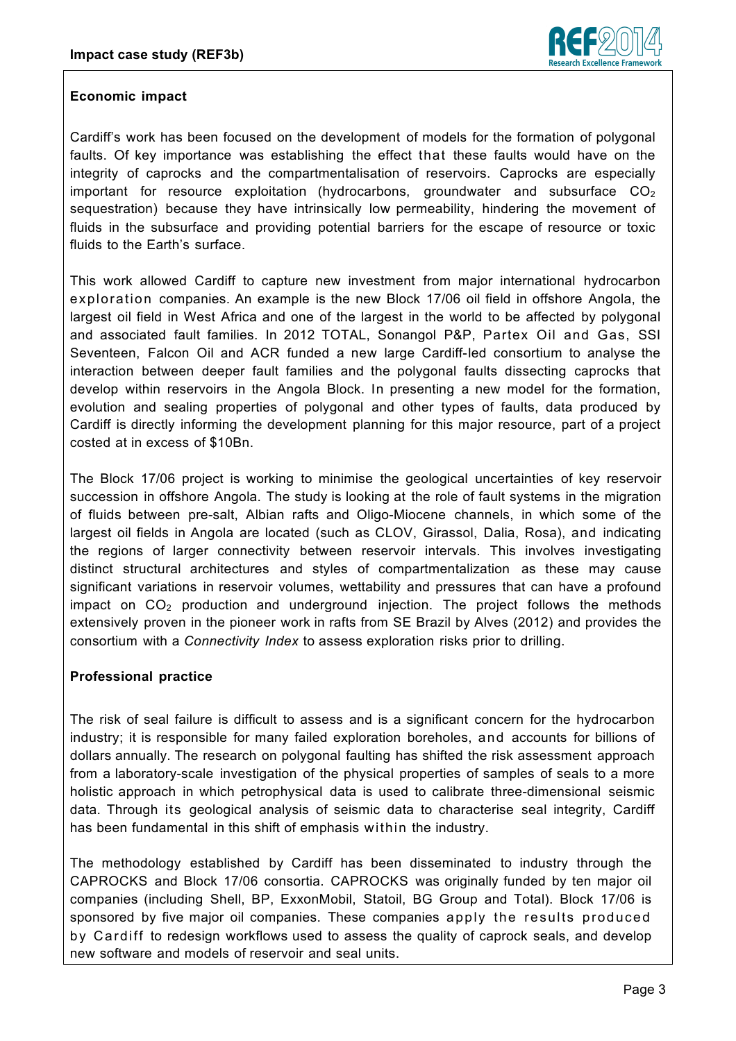**Economic impact**

Cardiff's work has been focused on the development of models for the formation of polygonal faults. Of key importance was establishing the effect that these faults would have on the integrity of caprocks and the compartmentalisation of reservoirs. Caprocks are especially important for resource exploitation (hydrocarbons, groundwater and subsurface $CO_2$ sequestration) because they have intrinsically low permeability, hindering the movement of fluids in the subsurface and providing potential barriers for the escape of resource or toxic fluids to the Earth's surface.

This work allowed Cardiff to capture new investment from major international hydrocarbon exploration companies. An example is the new Block 17/06 oil field in offshore Angola, the largest oil field in West Africa and one of the largest in the world to be affected by polygonal and associated fault families. In 2012 TOTAL, Sonangol P&P, Partex Oil and Gas, SSI Seventeen, Falcon Oil and ACR funded a new large Cardiff-led consortium to analyse the interaction between deeper fault families and the polygonal faults dissecting caprocks that develop within reservoirs in the Angola Block. In presenting a new model for the formation, evolution and sealing properties of polygonal and other types of faults, data produced by Cardiff is directly informing the development planning for this major resource, part of a project costed at in excess of $10Bn.

The Block 17/06 project is working to minimise the geological uncertainties of key reservoir succession in offshore Angola. The study is looking at the role of fault systems in the migration of fluids between pre-salt, Albian rafts and Oligo-Miocene channels, in which some of the largest oil fields in Angola are located (such as CLOV, Girassol, Dalia, Rosa), and indicating the regions of larger connectivity between reservoir intervals. This involves investigating distinct structural architectures and styles of compartmentalization as these may cause significant variations in reservoir volumes, wettability and pressures that can have a profound impact on $CO_2$ production and underground injection. The project follows the methods extensively proven in the pioneer work in rafts from SE Brazil by Alves (2012) and provides the consortium with a *Connectivity Index* to assess exploration risks prior to drilling.

**Professional practice**

The risk of seal failure is difficult to assess and is a significant concern for the hydrocarbon industry; it is responsible for many failed exploration boreholes, and accounts for billions of dollars annually. The research on polygonal faulting has shifted the risk assessment approach from a laboratory-scale investigation of the physical properties of samples of seals to a more holistic approach in which petrophysical data is used to calibrate three-dimensional seismic data. Through its geological analysis of seismic data to characterise seal integrity, Cardiff has been fundamental in this shift of emphasis within the industry.

The methodology established by Cardiff has been disseminated to industry through the CAPROCKS and Block 17/06 consortia. CAPROCKS was originally funded by ten major oil companies (including Shell, BP, ExxonMobil, Statoil, BG Group and Total). Block 17/06 is sponsored by five major oil companies. These companies apply the results produced by Cardiff to redesign workflows used to assess the quality of caprock seals, and develop new software and models of reservoir and seal units.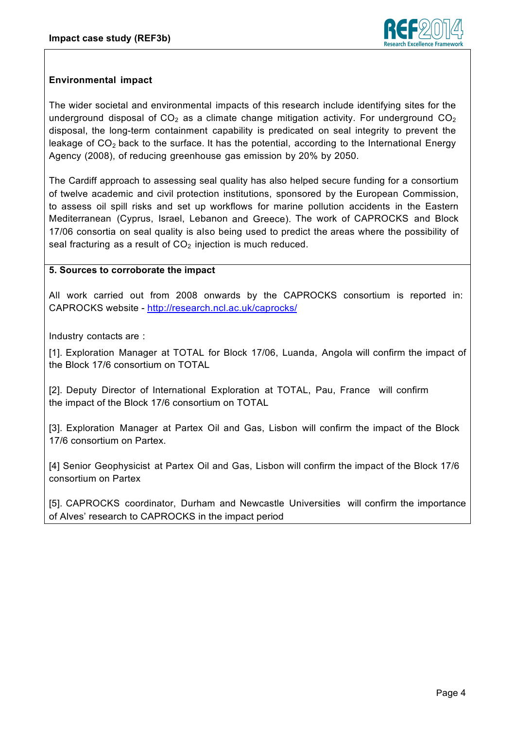**Environmental impact**

The wider societal and environmental impacts of this research include identifying sites for the underground disposal of $CO_2$ as a climate change mitigation activity. For underground $CO_2$ disposal, the long-term containment capability is predicated on seal integrity to prevent the leakage of $CO_2$ back to the surface. It has the potential, according to the International Energy Agency (2008), of reducing greenhouse gas emission by 20% by 2050.

The Cardiff approach to assessing seal quality has also helped secure funding for a consortium of twelve academic and civil protection institutions, sponsored by the European Commission, to assess oil spill risks and set up workflows for marine pollution accidents in the Eastern Mediterranean (Cyprus, Israel, Lebanon and Greece). The work of CAPROCKS and Block 17/06 consortia on seal quality is also being used to predict the areas where the possibility of seal fracturing as a result of $CO_2$ injection is much reduced.

**5. Sources to corroborate the impact**

All work carried out from 2008 onwards by the CAPROCKS consortium is reported in: CAPROCKS website - http://research.ncl.ac.uk/caprocks/

Industry contacts are :

[1]. Exploration Manager at TOTAL for Block 17/06, Luanda, Angola will confirm the impact of the Block 17/6 consortium on TOTAL

[2]. Deputy Director of International Exploration at TOTAL, Pau, France will confirm the impact of the Block 17/6 consortium on TOTAL

[3]. Exploration Manager at Partex Oil and Gas, Lisbon will confirm the impact of the Block 17/6 consortium on Partex.

[4] Senior Geophysicist at Partex Oil and Gas, Lisbon will confirm the impact of the Block 17/6 consortium on Partex

[5]. CAPROCKS coordinator, Durham and Newcastle Universities will confirm the importance of Alves' research to CAPROCKS in the impact period